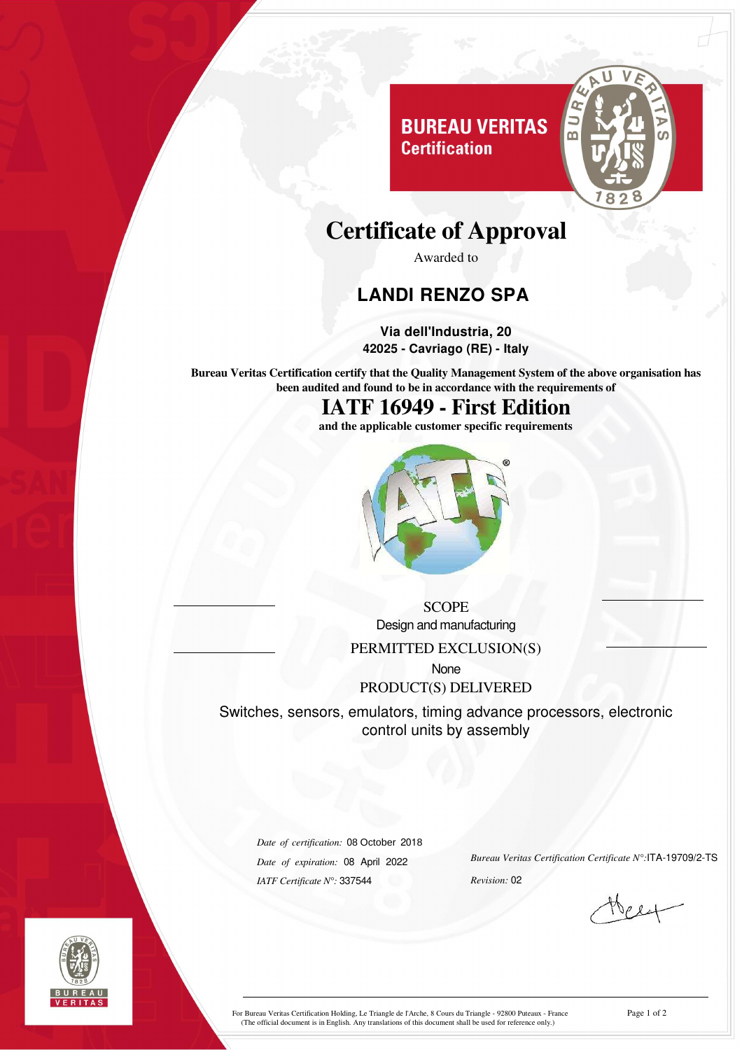BUREAU VERITAS
Certification

# Certificate of Approval

Awarded to

## LANDI RENZO SPA

**Via dell'Industria, 20**
**42025 - Cavriago (RE) - Italy**

**Bureau Veritas Certification certify that the Quality Management System of the above organisation has been audited and found to be in accordance with the requirements of**

# IATF 16949 - First Edition

**and the applicable customer specific requirements**

SCOPE

Design and manufacturing

PERMITTED EXCLUSION(S)

None

PRODUCT(S) DELIVERED

Switches, sensors, emulators, timing advance processors, electronic control units by assembly

*Date of certification:* 08 October 2018

*Date of expiration:* 08 April 2022

*IATF Certificate N°:* 337544

*Bureau Veritas Certification Certificate N°:* ITA-19709/2-TS

*Revision:* 02

For Bureau Veritas Certification Holding, Le Triangle de l'Arche, 8 Cours du Triangle - 92800 Puteaux - France
(The official document is in English. Any translations of this document shall be used for reference only.)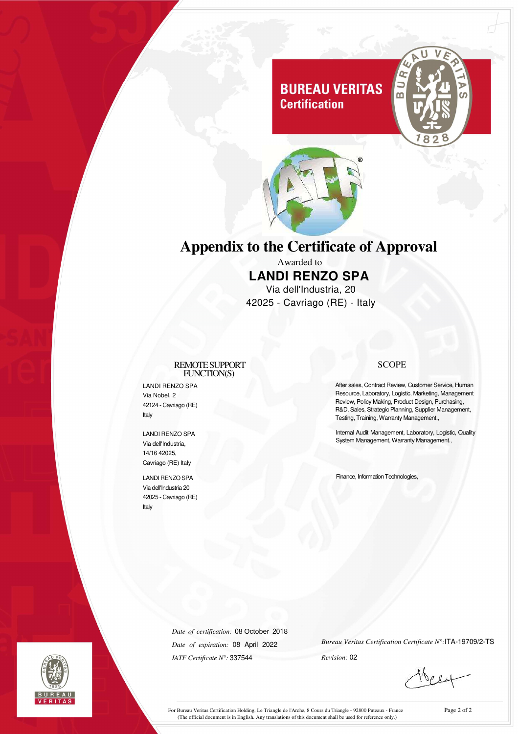BUREAU VERITAS
Certification

# Appendix to the Certificate of Approval

Awarded to

## LANDI RENZO SPA

Via dell'Industria, 20
42025 - Cavriago (RE) - Italy

| REMOTE SUPPORT FUNCTION(S) | SCOPE |
| --- | --- |
| LANDI RENZO SPA<br>Via Nobel, 2<br>42124 - Cavriago (RE)<br>Italy | After sales, Contract Review, Customer Service, Human Resource, Laboratory, Logistic, Marketing, Management Review, Policy Making, Product Design, Purchasing, R&D, Sales, Strategic Planning, Supplier Management, Testing, Training, Warranty Management., |
| LANDI RENZO SPA<br>Via dell'Industria,<br>14/16 42025,<br>Cavriago (RE) Italy | Internal Audit Management, Laboratory, Logistic, Quality System Management, Warranty Management., |
| LANDI RENZO SPA<br>Via dell'Industria 20<br>42025 - Cavriago (RE)<br>Italy | Finance, Information Technologies, |

*Date of certification:* 08 October 2018

*Date of expiration:* 08 April 2022

*IATF Certificate N°:* 337544

*Bureau Veritas Certification Certificate N°:* ITA-19709/2-TS

*Revision:* 02

For Bureau Veritas Certification Holding, Le Triangle de l'Arche, 8 Cours du Triangle - 92800 Puteaux - France
(The official document is in English. Any translations of this document shall be used for reference only.)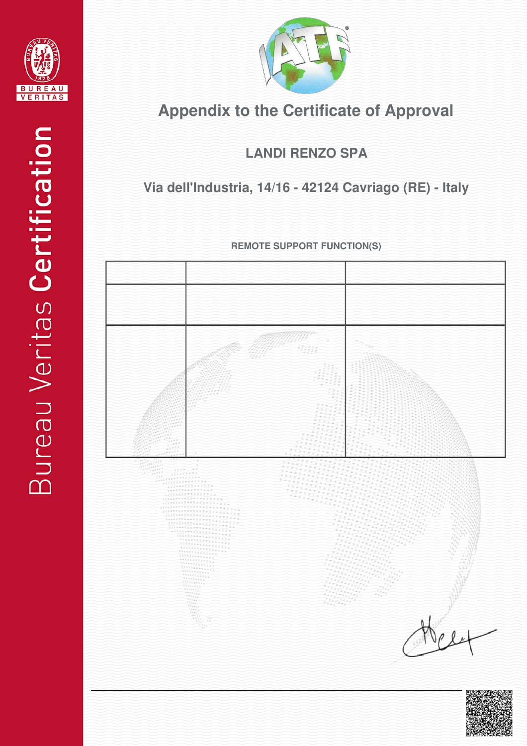# Appendix to the Certificate of Approval

## LANDI RENZO SPA

## Via dell'Industria, 14/16 - 42124 Cavriago (RE) - Italy

**REMOTE SUPPORT FUNCTION(S)**

| | | |
|---|---|---|
| | | |
| | | |